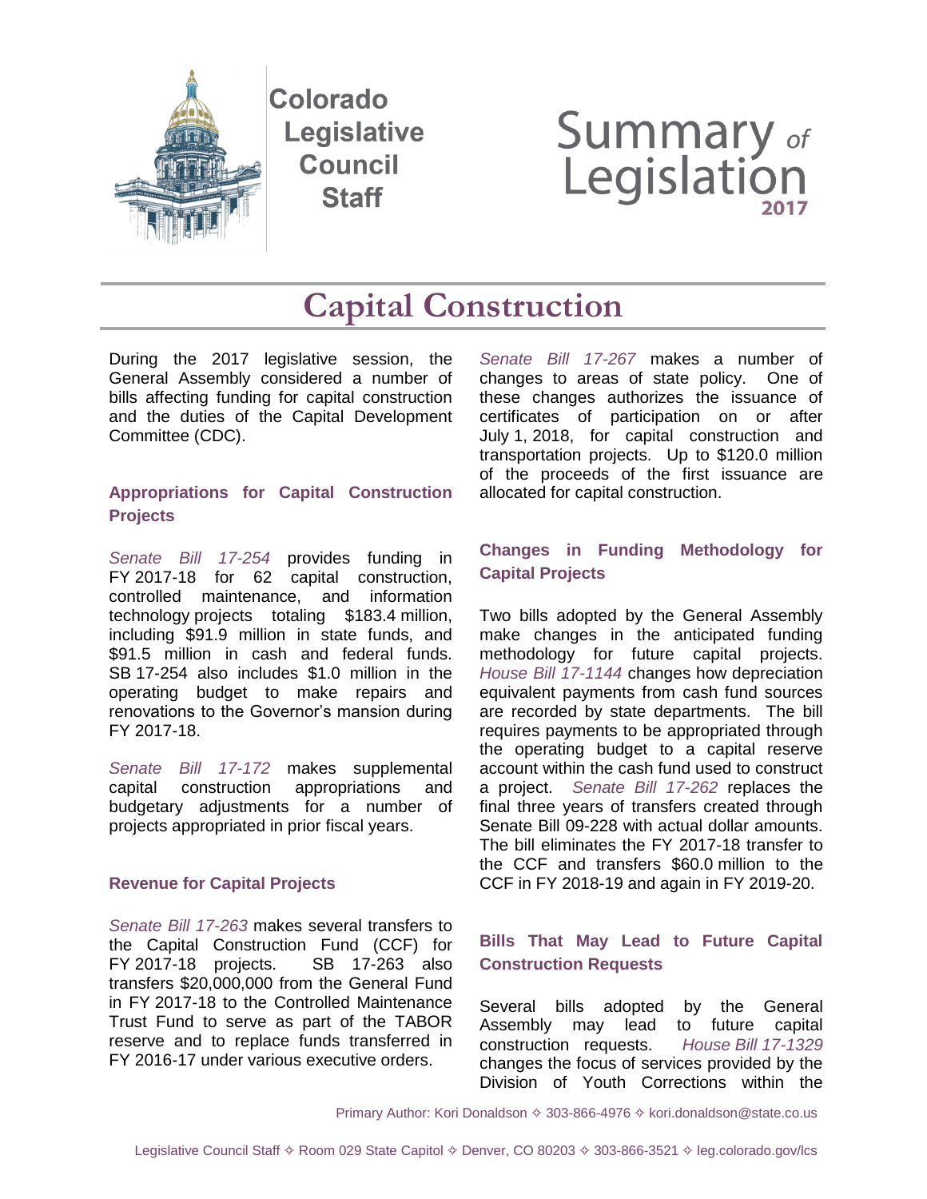Colorado Legislative Council Staff

# Summary of Legislation 2017

## Capital Construction

During the 2017 legislative session, the General Assembly considered a number of bills affecting funding for capital construction and the duties of the Capital Development Committee (CDC).

### Appropriations for Capital Construction Projects

*Senate Bill 17-254* provides funding in FY 2017-18 for 62 capital construction, controlled maintenance, and information technology projects totaling $183.4 million, including $91.9 million in state funds, and $91.5 million in cash and federal funds. SB 17-254 also includes $1.0 million in the operating budget to make repairs and renovations to the Governor's mansion during FY 2017-18.

*Senate Bill 17-172* makes supplemental capital construction appropriations and budgetary adjustments for a number of projects appropriated in prior fiscal years.

### Revenue for Capital Projects

*Senate Bill 17-263* makes several transfers to the Capital Construction Fund (CCF) for FY 2017-18 projects. SB 17-263 also transfers $20,000,000 from the General Fund in FY 2017-18 to the Controlled Maintenance Trust Fund to serve as part of the TABOR reserve and to replace funds transferred in FY 2016-17 under various executive orders.

*Senate Bill 17-267* makes a number of changes to areas of state policy. One of these changes authorizes the issuance of certificates of participation on or after July 1, 2018, for capital construction and transportation projects. Up to $120.0 million of the proceeds of the first issuance are allocated for capital construction.

### Changes in Funding Methodology for Capital Projects

Two bills adopted by the General Assembly make changes in the anticipated funding methodology for future capital projects. *House Bill 17-1144* changes how depreciation equivalent payments from cash fund sources are recorded by state departments. The bill requires payments to be appropriated through the operating budget to a capital reserve account within the cash fund used to construct a project. *Senate Bill 17-262* replaces the final three years of transfers created through Senate Bill 09-228 with actual dollar amounts. The bill eliminates the FY 2017-18 transfer to the CCF and transfers $60.0 million to the CCF in FY 2018-19 and again in FY 2019-20.

### Bills That May Lead to Future Capital Construction Requests

Several bills adopted by the General Assembly may lead to future capital construction requests. *House Bill 17-1329* changes the focus of services provided by the Division of Youth Corrections within the

Primary Author: Kori Donaldson ✧ 303-866-4976 ✧ kori.donaldson@state.co.us

Legislative Council Staff ✧ Room 029 State Capitol ✧ Denver, CO 80203 ✧ 303-866-3521 ✧ leg.colorado.gov/lcs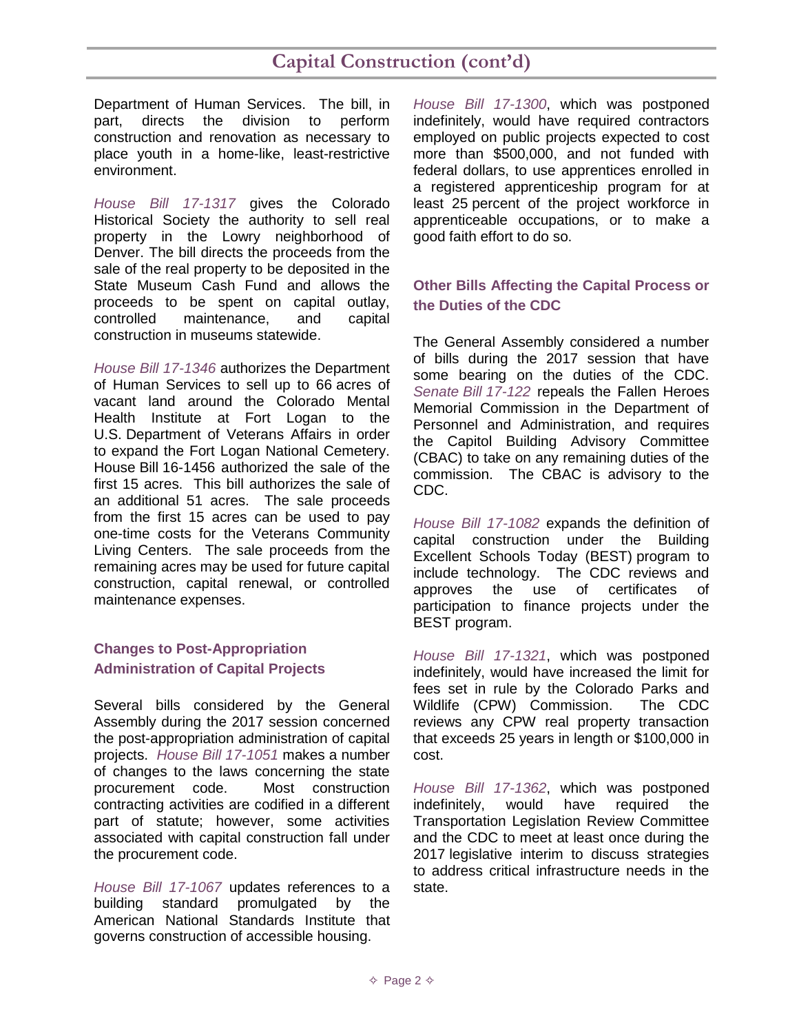## Capital Construction (cont'd)

Department of Human Services. The bill, in part, directs the division to perform construction and renovation as necessary to place youth in a home-like, least-restrictive environment.

*House Bill 17-1317* gives the Colorado Historical Society the authority to sell real property in the Lowry neighborhood of Denver. The bill directs the proceeds from the sale of the real property to be deposited in the State Museum Cash Fund and allows the proceeds to be spent on capital outlay, controlled maintenance, and capital construction in museums statewide.

*House Bill 17-1346* authorizes the Department of Human Services to sell up to 66 acres of vacant land around the Colorado Mental Health Institute at Fort Logan to the U.S. Department of Veterans Affairs in order to expand the Fort Logan National Cemetery. House Bill 16-1456 authorized the sale of the first 15 acres. This bill authorizes the sale of an additional 51 acres. The sale proceeds from the first 15 acres can be used to pay one-time costs for the Veterans Community Living Centers. The sale proceeds from the remaining acres may be used for future capital construction, capital renewal, or controlled maintenance expenses.

### Changes to Post-Appropriation Administration of Capital Projects

Several bills considered by the General Assembly during the 2017 session concerned the post-appropriation administration of capital projects. *House Bill 17-1051* makes a number of changes to the laws concerning the state procurement code. Most construction contracting activities are codified in a different part of statute; however, some activities associated with capital construction fall under the procurement code.

*House Bill 17-1067* updates references to a building standard promulgated by the American National Standards Institute that governs construction of accessible housing.

*House Bill 17-1300*, which was postponed indefinitely, would have required contractors employed on public projects expected to cost more than $500,000, and not funded with federal dollars, to use apprentices enrolled in a registered apprenticeship program for at least 25 percent of the project workforce in apprenticeable occupations, or to make a good faith effort to do so.

### Other Bills Affecting the Capital Process or the Duties of the CDC

The General Assembly considered a number of bills during the 2017 session that have some bearing on the duties of the CDC. *Senate Bill 17-122* repeals the Fallen Heroes Memorial Commission in the Department of Personnel and Administration, and requires the Capitol Building Advisory Committee (CBAC) to take on any remaining duties of the commission. The CBAC is advisory to the CDC.

*House Bill 17-1082* expands the definition of capital construction under the Building Excellent Schools Today (BEST) program to include technology. The CDC reviews and approves the use of certificates of participation to finance projects under the BEST program.

*House Bill 17-1321*, which was postponed indefinitely, would have increased the limit for fees set in rule by the Colorado Parks and Wildlife (CPW) Commission. The CDC reviews any CPW real property transaction that exceeds 25 years in length or $100,000 in cost.

*House Bill 17-1362*, which was postponed indefinitely, would have required the Transportation Legislation Review Committee and the CDC to meet at least once during the 2017 legislative interim to discuss strategies to address critical infrastructure needs in the state.